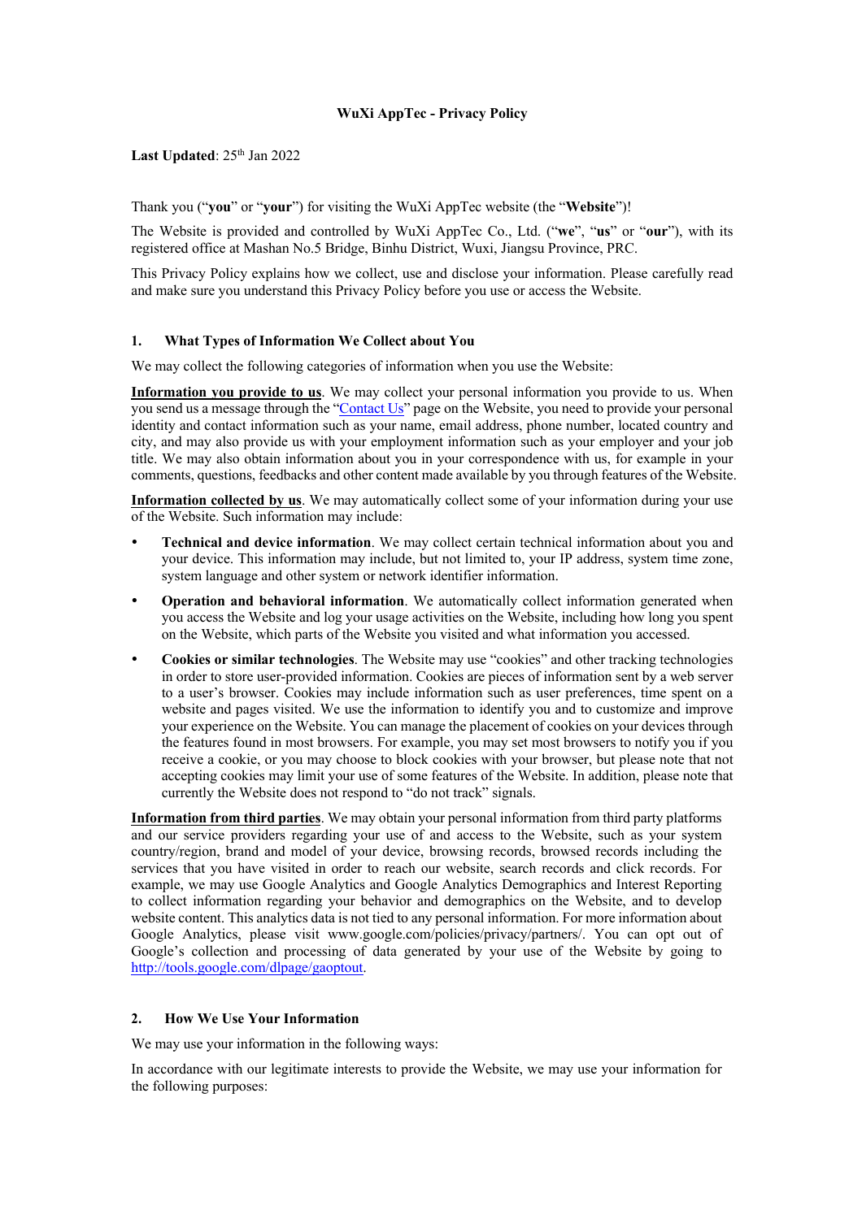# WuXi AppTec - Privacy Policy

**Last Updated**: 25th Jan 2022

Thank you ("**you**" or "**your**") for visiting the WuXi AppTec website (the "**Website**")!

The Website is provided and controlled by WuXi AppTec Co., Ltd. ("**we**", "**us**" or "**our**"), with its registered office at Mashan No.5 Bridge, Binhu District, Wuxi, Jiangsu Province, PRC.

This Privacy Policy explains how we collect, use and disclose your information. Please carefully read and make sure you understand this Privacy Policy before you use or access the Website.

## 1. What Types of Information We Collect about You

We may collect the following categories of information when you use the Website:

**Information you provide to us**. We may collect your personal information you provide to us. When you send us a message through the "Contact Us" page on the Website, you need to provide your personal identity and contact information such as your name, email address, phone number, located country and city, and may also provide us with your employment information such as your employer and your job title. We may also obtain information about you in your correspondence with us, for example in your comments, questions, feedbacks and other content made available by you through features of the Website.

**Information collected by us**. We may automatically collect some of your information during your use of the Website. Such information may include:

- **Technical and device information**. We may collect certain technical information about you and your device. This information may include, but not limited to, your IP address, system time zone, system language and other system or network identifier information.
- **Operation and behavioral information**. We automatically collect information generated when you access the Website and log your usage activities on the Website, including how long you spent on the Website, which parts of the Website you visited and what information you accessed.
- **Cookies or similar technologies**. The Website may use "cookies" and other tracking technologies in order to store user-provided information. Cookies are pieces of information sent by a web server to a user's browser. Cookies may include information such as user preferences, time spent on a website and pages visited. We use the information to identify you and to customize and improve your experience on the Website. You can manage the placement of cookies on your devices through the features found in most browsers. For example, you may set most browsers to notify you if you receive a cookie, or you may choose to block cookies with your browser, but please note that not accepting cookies may limit your use of some features of the Website. In addition, please note that currently the Website does not respond to "do not track" signals.

**Information from third parties**. We may obtain your personal information from third party platforms and our service providers regarding your use of and access to the Website, such as your system country/region, brand and model of your device, browsing records, browsed records including the services that you have visited in order to reach our website, search records and click records. For example, we may use Google Analytics and Google Analytics Demographics and Interest Reporting to collect information regarding your behavior and demographics on the Website, and to develop website content. This analytics data is not tied to any personal information. For more information about Google Analytics, please visit www.google.com/policies/privacy/partners/. You can opt out of Google's collection and processing of data generated by your use of the Website by going to http://tools.google.com/dlpage/gaoptout.

## 2. How We Use Your Information

We may use your information in the following ways:

In accordance with our legitimate interests to provide the Website, we may use your information for the following purposes: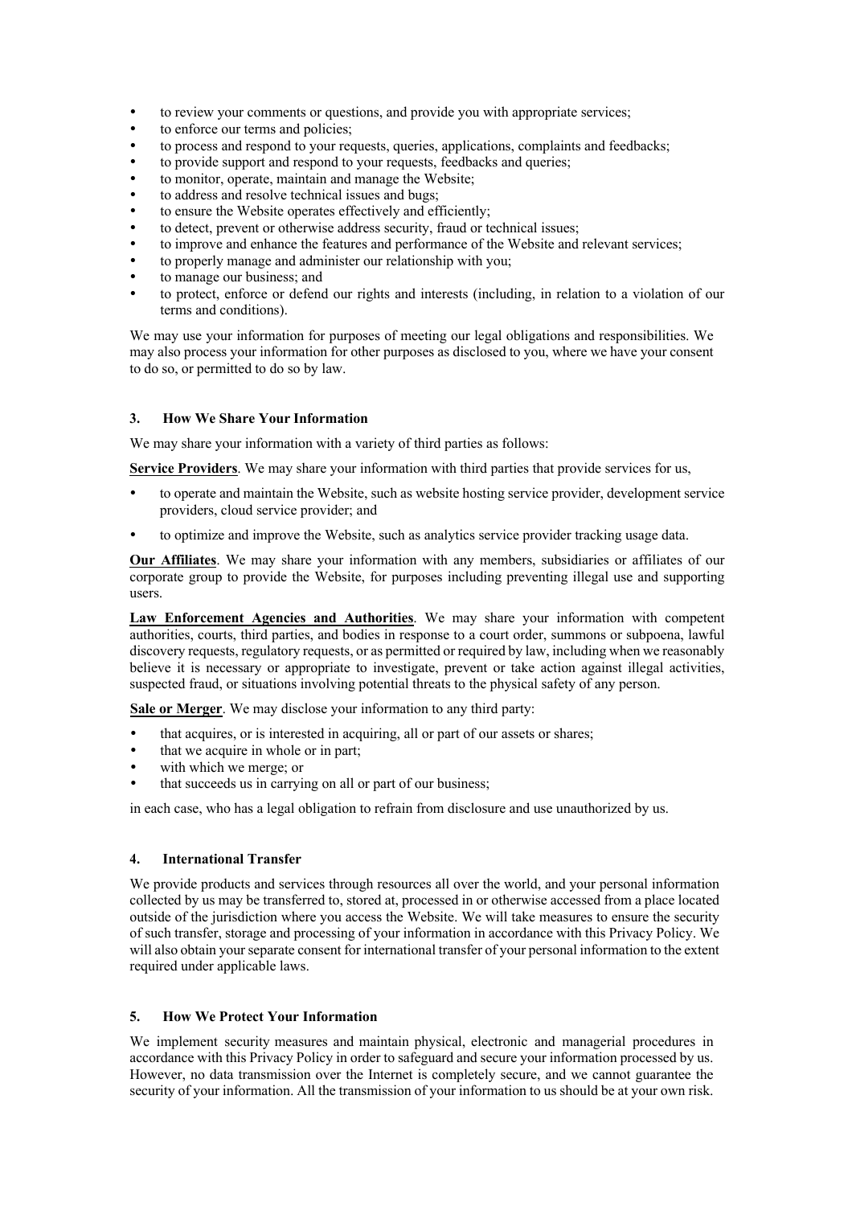- to review your comments or questions, and provide you with appropriate services;
- to enforce our terms and policies;
- to process and respond to your requests, queries, applications, complaints and feedbacks;
- to provide support and respond to your requests, feedbacks and queries;
- to monitor, operate, maintain and manage the Website;
- to address and resolve technical issues and bugs;
- to ensure the Website operates effectively and efficiently;
- to detect, prevent or otherwise address security, fraud or technical issues;
- to improve and enhance the features and performance of the Website and relevant services;
- to properly manage and administer our relationship with you;
- to manage our business; and
- to protect, enforce or defend our rights and interests (including, in relation to a violation of our terms and conditions).

We may use your information for purposes of meeting our legal obligations and responsibilities. We may also process your information for other purposes as disclosed to you, where we have your consent to do so, or permitted to do so by law.

## 3. How We Share Your Information

We may share your information with a variety of third parties as follows:

**Service Providers**. We may share your information with third parties that provide services for us,

- to operate and maintain the Website, such as website hosting service provider, development service providers, cloud service provider; and
- to optimize and improve the Website, such as analytics service provider tracking usage data.

**Our Affiliates**. We may share your information with any members, subsidiaries or affiliates of our corporate group to provide the Website, for purposes including preventing illegal use and supporting users.

**Law Enforcement Agencies and Authorities**. We may share your information with competent authorities, courts, third parties, and bodies in response to a court order, summons or subpoena, lawful discovery requests, regulatory requests, or as permitted or required by law, including when we reasonably believe it is necessary or appropriate to investigate, prevent or take action against illegal activities, suspected fraud, or situations involving potential threats to the physical safety of any person.

**Sale or Merger**. We may disclose your information to any third party:

- that acquires, or is interested in acquiring, all or part of our assets or shares;
- that we acquire in whole or in part;
- with which we merge; or
- that succeeds us in carrying on all or part of our business;

in each case, who has a legal obligation to refrain from disclosure and use unauthorized by us.

## 4. International Transfer

We provide products and services through resources all over the world, and your personal information collected by us may be transferred to, stored at, processed in or otherwise accessed from a place located outside of the jurisdiction where you access the Website. We will take measures to ensure the security of such transfer, storage and processing of your information in accordance with this Privacy Policy. We will also obtain your separate consent for international transfer of your personal information to the extent required under applicable laws.

## 5. How We Protect Your Information

We implement security measures and maintain physical, electronic and managerial procedures in accordance with this Privacy Policy in order to safeguard and secure your information processed by us. However, no data transmission over the Internet is completely secure, and we cannot guarantee the security of your information. All the transmission of your information to us should be at your own risk.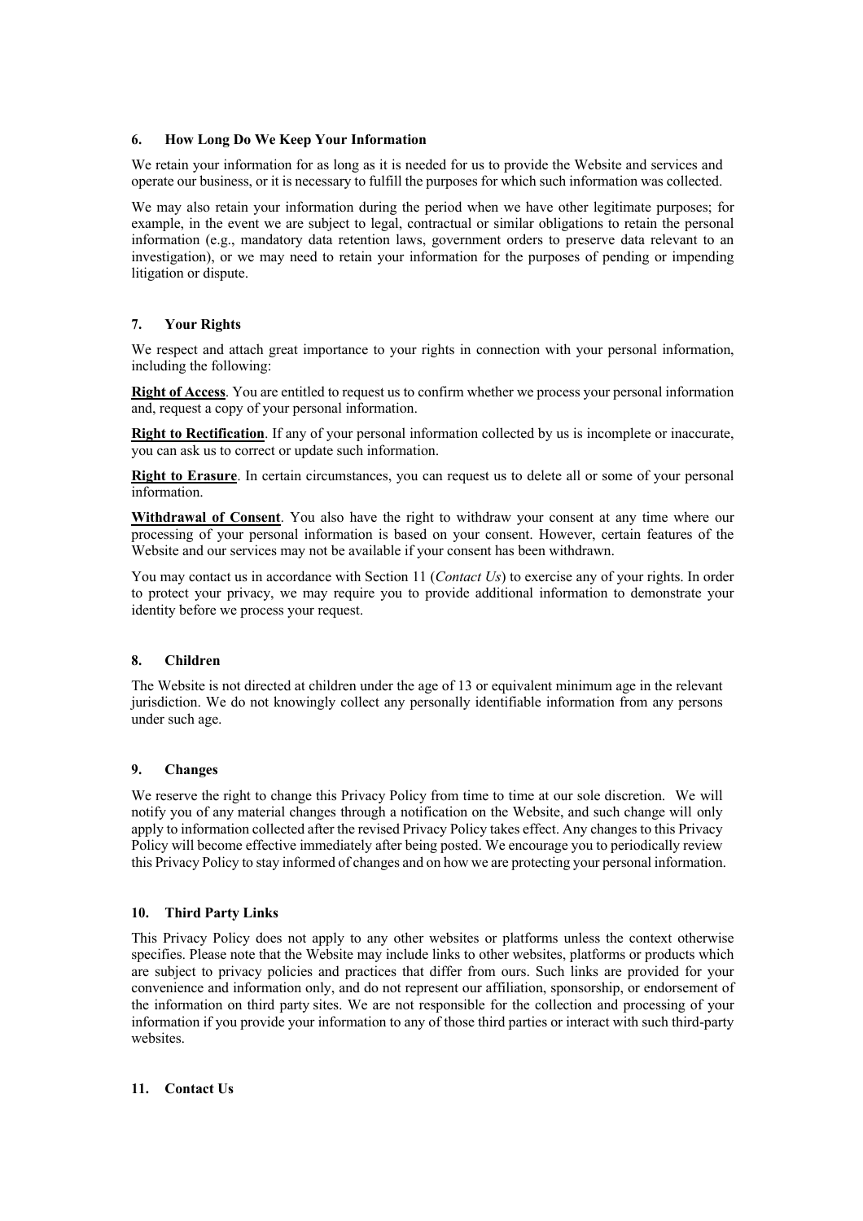## 6. How Long Do We Keep Your Information

We retain your information for as long as it is needed for us to provide the Website and services and operate our business, or it is necessary to fulfill the purposes for which such information was collected.

We may also retain your information during the period when we have other legitimate purposes; for example, in the event we are subject to legal, contractual or similar obligations to retain the personal information (e.g., mandatory data retention laws, government orders to preserve data relevant to an investigation), or we may need to retain your information for the purposes of pending or impending litigation or dispute.

## 7. Your Rights

We respect and attach great importance to your rights in connection with your personal information, including the following:

**Right of Access**. You are entitled to request us to confirm whether we process your personal information and, request a copy of your personal information.

**Right to Rectification**. If any of your personal information collected by us is incomplete or inaccurate, you can ask us to correct or update such information.

**Right to Erasure**. In certain circumstances, you can request us to delete all or some of your personal information.

**Withdrawal of Consent**. You also have the right to withdraw your consent at any time where our processing of your personal information is based on your consent. However, certain features of the Website and our services may not be available if your consent has been withdrawn.

You may contact us in accordance with Section 11 (*Contact Us*) to exercise any of your rights. In order to protect your privacy, we may require you to provide additional information to demonstrate your identity before we process your request.

## 8. Children

The Website is not directed at children under the age of 13 or equivalent minimum age in the relevant jurisdiction. We do not knowingly collect any personally identifiable information from any persons under such age.

## 9. Changes

We reserve the right to change this Privacy Policy from time to time at our sole discretion. We will notify you of any material changes through a notification on the Website, and such change will only apply to information collected after the revised Privacy Policy takes effect. Any changes to this Privacy Policy will become effective immediately after being posted. We encourage you to periodically review this Privacy Policy to stay informed of changes and on how we are protecting your personal information.

## 10. Third Party Links

This Privacy Policy does not apply to any other websites or platforms unless the context otherwise specifies. Please note that the Website may include links to other websites, platforms or products which are subject to privacy policies and practices that differ from ours. Such links are provided for your convenience and information only, and do not represent our affiliation, sponsorship, or endorsement of the information on third party sites. We are not responsible for the collection and processing of your information if you provide your information to any of those third parties or interact with such third-party websites.

## 11. Contact Us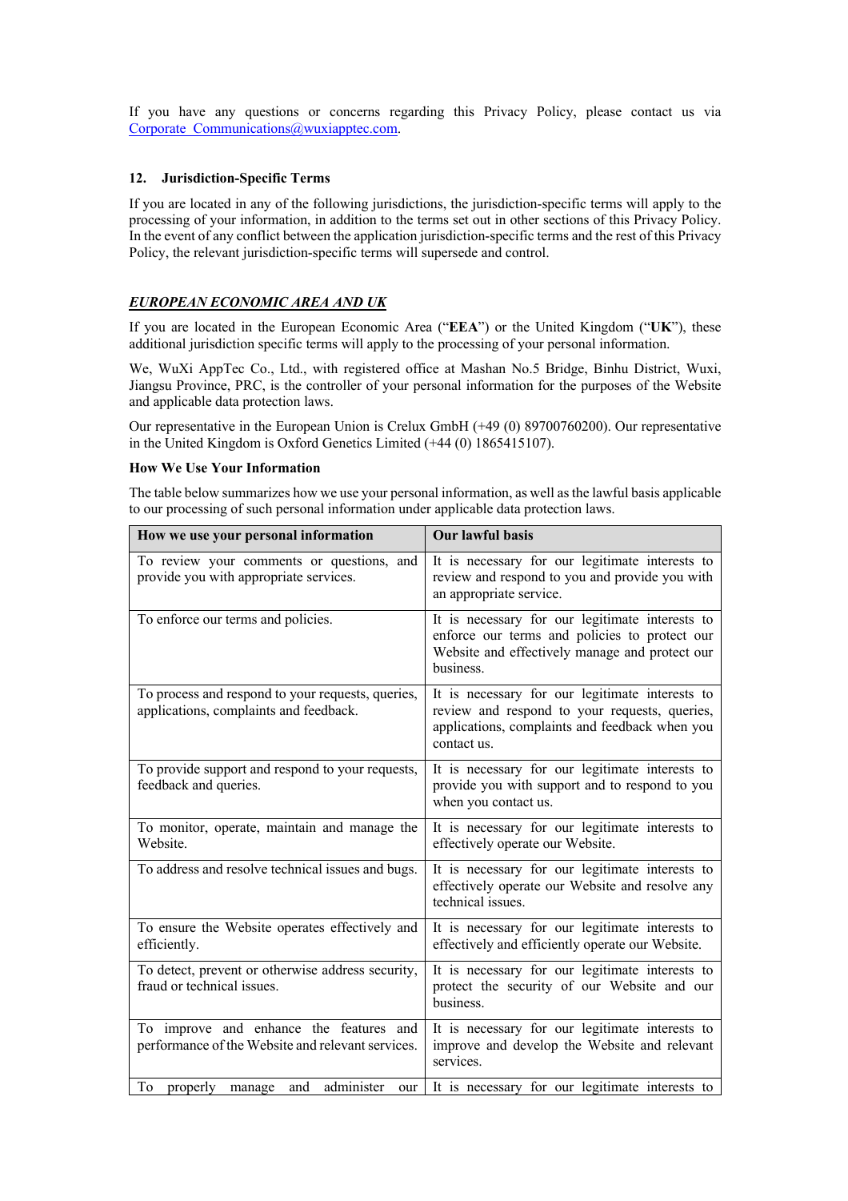If you have any questions or concerns regarding this Privacy Policy, please contact us via [Corporate_Communications@wuxiapptec.com](mailto:Corporate_Communications@wuxiapptec.com).

## 12. Jurisdiction-Specific Terms

If you are located in any of the following jurisdictions, the jurisdiction-specific terms will apply to the processing of your information, in addition to the terms set out in other sections of this Privacy Policy. In the event of any conflict between the application jurisdiction-specific terms and the rest of this Privacy Policy, the relevant jurisdiction-specific terms will supersede and control.

### ***EUROPEAN ECONOMIC AREA AND UK***

If you are located in the European Economic Area ("**EEA**") or the United Kingdom ("**UK**"), these additional jurisdiction specific terms will apply to the processing of your personal information.

We, WuXi AppTec Co., Ltd., with registered office at Mashan No.5 Bridge, Binhu District, Wuxi, Jiangsu Province, PRC, is the controller of your personal information for the purposes of the Website and applicable data protection laws.

Our representative in the European Union is Crelux GmbH (+49 (0) 89700760200). Our representative in the United Kingdom is Oxford Genetics Limited (+44 (0) 1865415107).

**How We Use Your Information**

The table below summarizes how we use your personal information, as well as the lawful basis applicable to our processing of such personal information under applicable data protection laws.

| How we use your personal information | Our lawful basis |
|---|---|
| To review your comments or questions, and provide you with appropriate services. | It is necessary for our legitimate interests to review and respond to you and provide you with an appropriate service. |
| To enforce our terms and policies. | It is necessary for our legitimate interests to enforce our terms and policies to protect our Website and effectively manage and protect our business. |
| To process and respond to your requests, queries, applications, complaints and feedback. | It is necessary for our legitimate interests to review and respond to your requests, queries, applications, complaints and feedback when you contact us. |
| To provide support and respond to your requests, feedback and queries. | It is necessary for our legitimate interests to provide you with support and to respond to you when you contact us. |
| To monitor, operate, maintain and manage the Website. | It is necessary for our legitimate interests to effectively operate our Website. |
| To address and resolve technical issues and bugs. | It is necessary for our legitimate interests to effectively operate our Website and resolve any technical issues. |
| To ensure the Website operates effectively and efficiently. | It is necessary for our legitimate interests to effectively and efficiently operate our Website. |
| To detect, prevent or otherwise address security, fraud or technical issues. | It is necessary for our legitimate interests to protect the security of our Website and our business. |
| To improve and enhance the features and performance of the Website and relevant services. | It is necessary for our legitimate interests to improve and develop the Website and relevant services. |
| To properly manage and administer our | It is necessary for our legitimate interests to |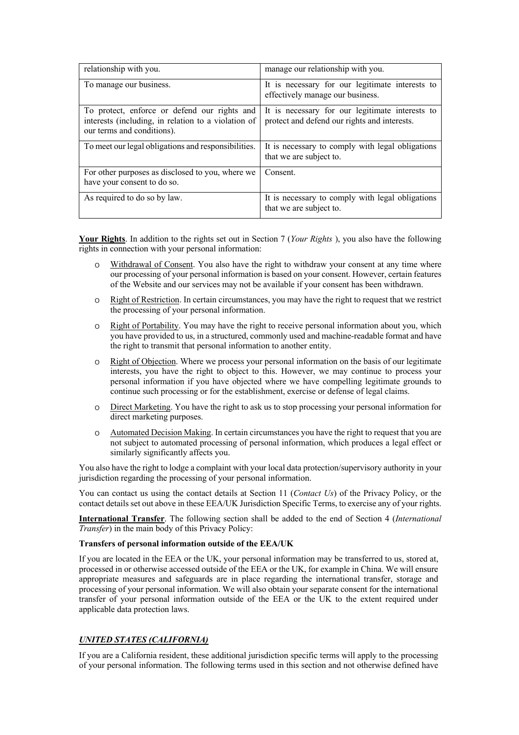| relationship with you. | manage our relationship with you. |
|---|---|
| To manage our business. | It is necessary for our legitimate interests to effectively manage our business. |
| To protect, enforce or defend our rights and interests (including, in relation to a violation of our terms and conditions). | It is necessary for our legitimate interests to protect and defend our rights and interests. |
| To meet our legal obligations and responsibilities. | It is necessary to comply with legal obligations that we are subject to. |
| For other purposes as disclosed to you, where we have your consent to do so. | Consent. |
| As required to do so by law. | It is necessary to comply with legal obligations that we are subject to. |

**Your Rights**. In addition to the rights set out in Section 7 (*Your Rights* ), you also have the following rights in connection with your personal information:

- Withdrawal of Consent. You also have the right to withdraw your consent at any time where our processing of your personal information is based on your consent. However, certain features of the Website and our services may not be available if your consent has been withdrawn.
- Right of Restriction. In certain circumstances, you may have the right to request that we restrict the processing of your personal information.
- Right of Portability. You may have the right to receive personal information about you, which you have provided to us, in a structured, commonly used and machine-readable format and have the right to transmit that personal information to another entity.
- Right of Objection. Where we process your personal information on the basis of our legitimate interests, you have the right to object to this. However, we may continue to process your personal information if you have objected where we have compelling legitimate grounds to continue such processing or for the establishment, exercise or defense of legal claims.
- Direct Marketing. You have the right to ask us to stop processing your personal information for direct marketing purposes.
- Automated Decision Making. In certain circumstances you have the right to request that you are not subject to automated processing of personal information, which produces a legal effect or similarly significantly affects you.

You also have the right to lodge a complaint with your local data protection/supervisory authority in your jurisdiction regarding the processing of your personal information.

You can contact us using the contact details at Section 11 (*Contact Us*) of the Privacy Policy, or the contact details set out above in these EEA/UK Jurisdiction Specific Terms, to exercise any of your rights.

**International Transfer**. The following section shall be added to the end of Section 4 (*International Transfer*) in the main body of this Privacy Policy:

**Transfers of personal information outside of the EEA/UK**

If you are located in the EEA or the UK, your personal information may be transferred to us, stored at, processed in or otherwise accessed outside of the EEA or the UK, for example in China. We will ensure appropriate measures and safeguards are in place regarding the international transfer, storage and processing of your personal information. We will also obtain your separate consent for the international transfer of your personal information outside of the EEA or the UK to the extent required under applicable data protection laws.

***UNITED STATES (CALIFORNIA)***

If you are a California resident, these additional jurisdiction specific terms will apply to the processing of your personal information. The following terms used in this section and not otherwise defined have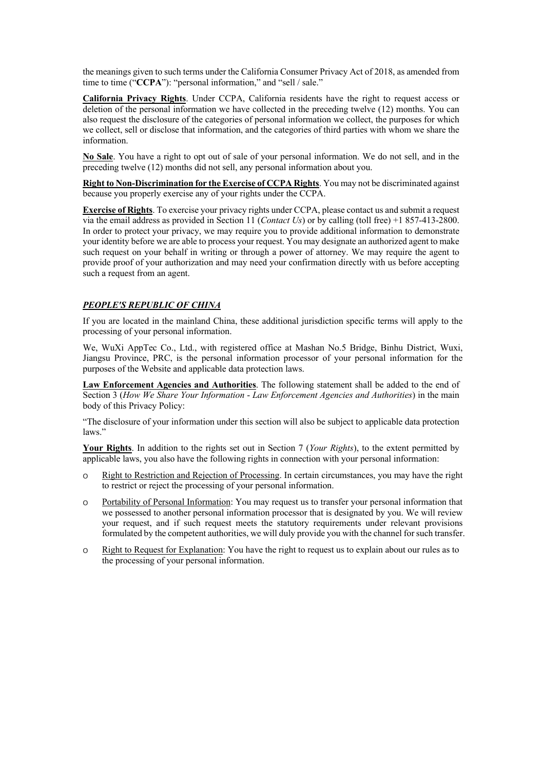the meanings given to such terms under the California Consumer Privacy Act of 2018, as amended from time to time ("**CCPA**"): "personal information," and "sell / sale."

**California Privacy Rights**. Under CCPA, California residents have the right to request access or deletion of the personal information we have collected in the preceding twelve (12) months. You can also request the disclosure of the categories of personal information we collect, the purposes for which we collect, sell or disclose that information, and the categories of third parties with whom we share the information.

**No Sale**. You have a right to opt out of sale of your personal information. We do not sell, and in the preceding twelve (12) months did not sell, any personal information about you.

**Right to Non-Discrimination for the Exercise of CCPA Rights**. You may not be discriminated against because you properly exercise any of your rights under the CCPA.

**Exercise of Rights**. To exercise your privacy rights under CCPA, please contact us and submit a request via the email address as provided in Section 11 (*Contact Us*) or by calling (toll free) +1 857-413-2800. In order to protect your privacy, we may require you to provide additional information to demonstrate your identity before we are able to process your request. You may designate an authorized agent to make such request on your behalf in writing or through a power of attorney. We may require the agent to provide proof of your authorization and may need your confirmation directly with us before accepting such a request from an agent.

***PEOPLE'S REPUBLIC OF CHINA***

If you are located in the mainland China, these additional jurisdiction specific terms will apply to the processing of your personal information.

We, WuXi AppTec Co., Ltd., with registered office at Mashan No.5 Bridge, Binhu District, Wuxi, Jiangsu Province, PRC, is the personal information processor of your personal information for the purposes of the Website and applicable data protection laws.

**Law Enforcement Agencies and Authorities**. The following statement shall be added to the end of Section 3 (*How We Share Your Information - Law Enforcement Agencies and Authorities*) in the main body of this Privacy Policy:

"The disclosure of your information under this section will also be subject to applicable data protection laws."

**Your Rights**. In addition to the rights set out in Section 7 (*Your Rights*), to the extent permitted by applicable laws, you also have the following rights in connection with your personal information:

- Right to Restriction and Rejection of Processing. In certain circumstances, you may have the right to restrict or reject the processing of your personal information.
- Portability of Personal Information: You may request us to transfer your personal information that we possessed to another personal information processor that is designated by you. We will review your request, and if such request meets the statutory requirements under relevant provisions formulated by the competent authorities, we will duly provide you with the channel for such transfer.
- Right to Request for Explanation: You have the right to request us to explain about our rules as to the processing of your personal information.